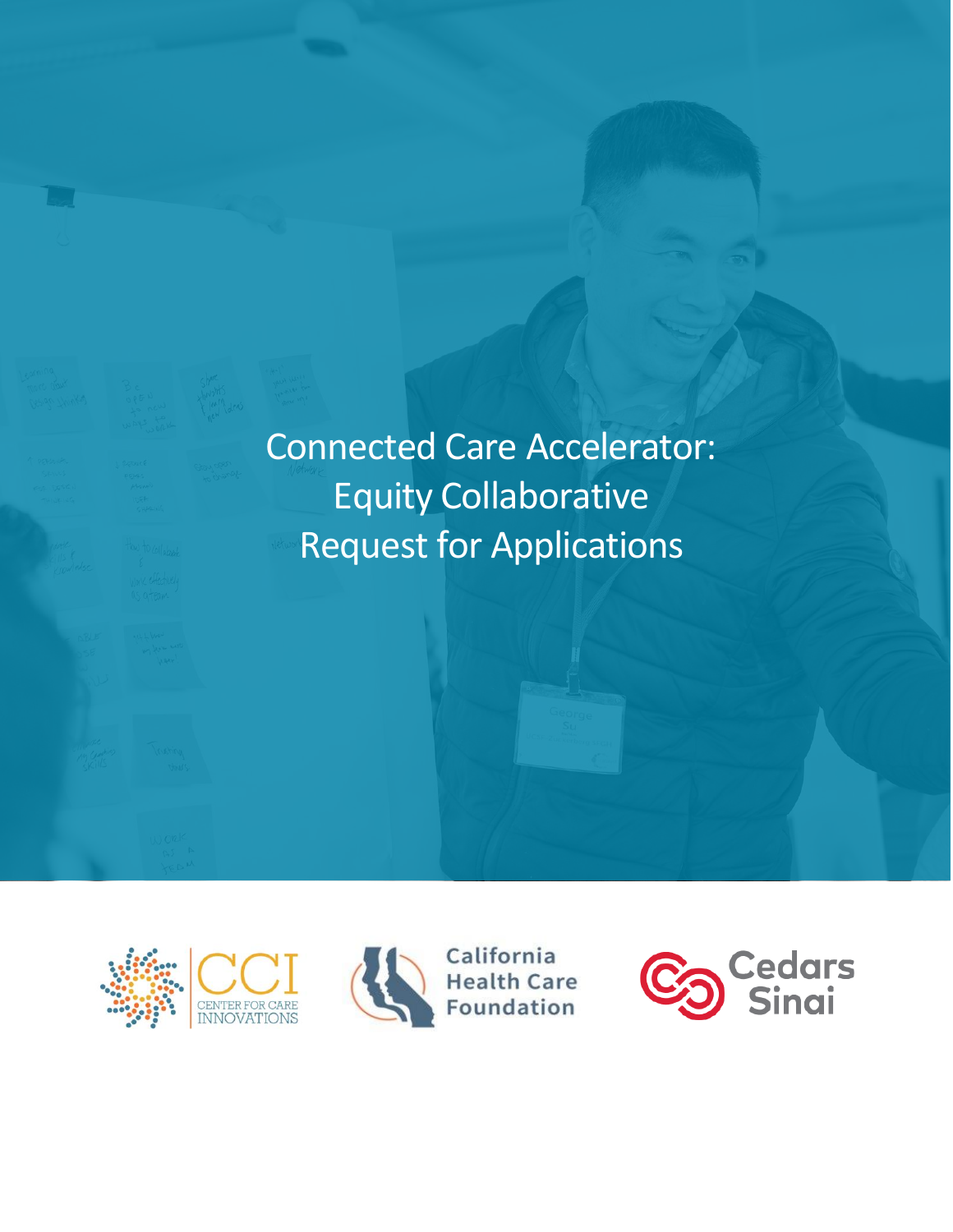# Connected Care Accelerator: Equity Collaborative Request for Applications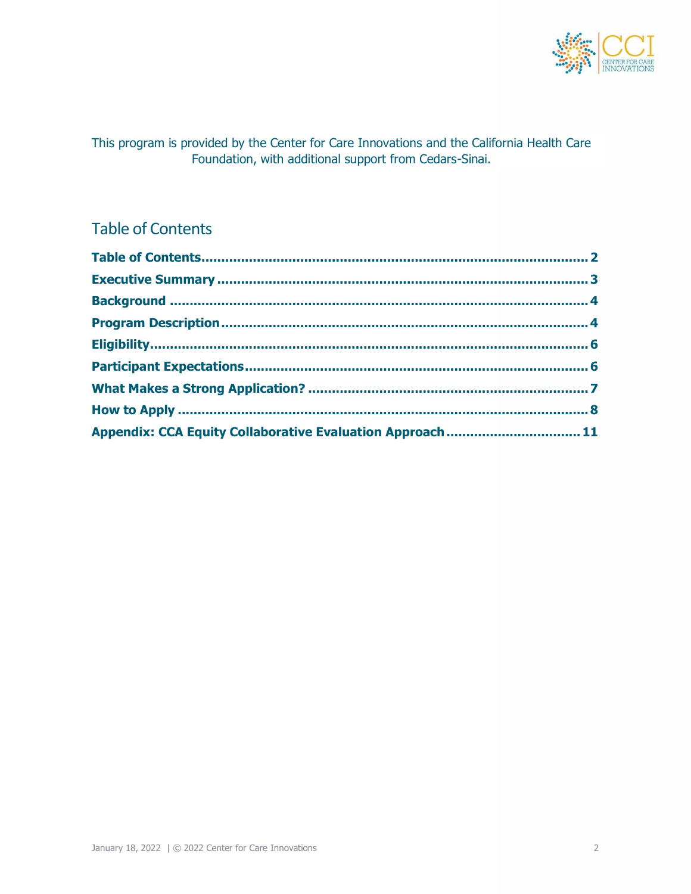This program is provided by the Center for Care Innovations and the California Health Care Foundation, with additional support from Cedars-Sinai.

## Table of Contents

**Table of Contents** .................................................................................. 2
**Executive Summary** .................................................................................. 3
**Background** .................................................................................. 4
**Program Description** .................................................................................. 4
**Eligibility** .................................................................................. 6
**Participant Expectations** .................................................................................. 6
**What Makes a Strong Application?** .................................................................................. 7
**How to Apply** .................................................................................. 8
**Appendix: CCA Equity Collaborative Evaluation Approach** .................................. 11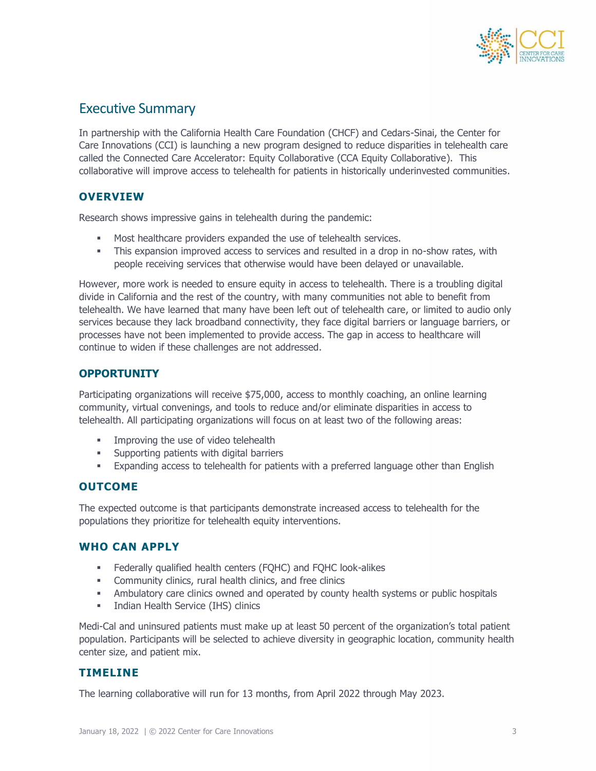## Executive Summary

In partnership with the California Health Care Foundation (CHCF) and Cedars-Sinai, the Center for Care Innovations (CCI) is launching a new program designed to reduce disparities in telehealth care called the Connected Care Accelerator: Equity Collaborative (CCA Equity Collaborative). This collaborative will improve access to telehealth for patients in historically underinvested communities.

### OVERVIEW

Research shows impressive gains in telehealth during the pandemic:

- Most healthcare providers expanded the use of telehealth services.
- This expansion improved access to services and resulted in a drop in no-show rates, with people receiving services that otherwise would have been delayed or unavailable.

However, more work is needed to ensure equity in access to telehealth. There is a troubling digital divide in California and the rest of the country, with many communities not able to benefit from telehealth. We have learned that many have been left out of telehealth care, or limited to audio only services because they lack broadband connectivity, they face digital barriers or language barriers, or processes have not been implemented to provide access. The gap in access to healthcare will continue to widen if these challenges are not addressed.

### OPPORTUNITY

Participating organizations will receive $75,000, access to monthly coaching, an online learning community, virtual convenings, and tools to reduce and/or eliminate disparities in access to telehealth. All participating organizations will focus on at least two of the following areas:

- Improving the use of video telehealth
- Supporting patients with digital barriers
- Expanding access to telehealth for patients with a preferred language other than English

### OUTCOME

The expected outcome is that participants demonstrate increased access to telehealth for the populations they prioritize for telehealth equity interventions.

### WHO CAN APPLY

- Federally qualified health centers (FQHC) and FQHC look-alikes
- Community clinics, rural health clinics, and free clinics
- Ambulatory care clinics owned and operated by county health systems or public hospitals
- Indian Health Service (IHS) clinics

Medi-Cal and uninsured patients must make up at least 50 percent of the organization's total patient population. Participants will be selected to achieve diversity in geographic location, community health center size, and patient mix.

### TIMELINE

The learning collaborative will run for 13 months, from April 2022 through May 2023.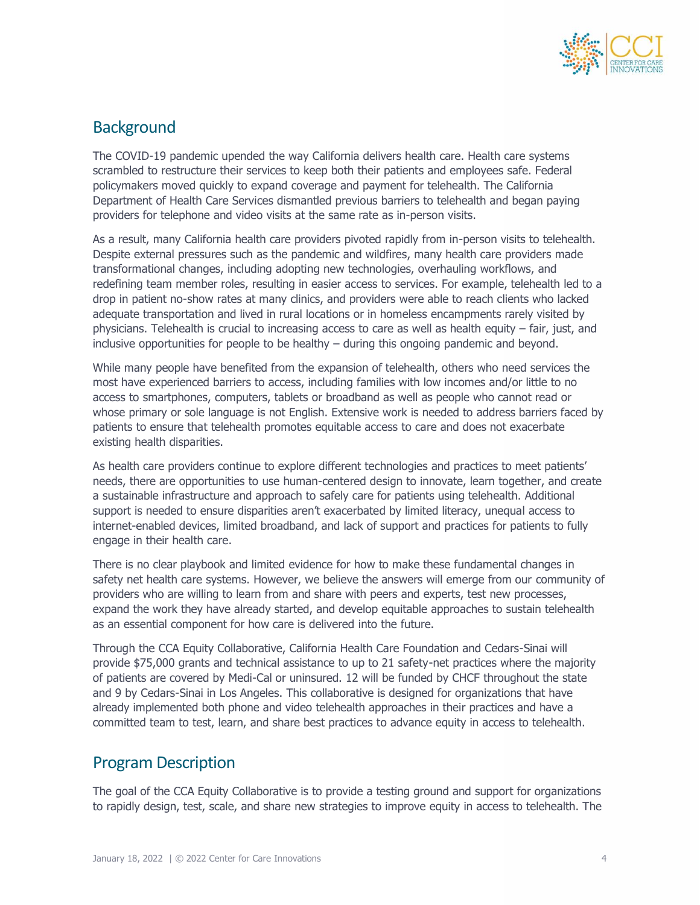## Background

The COVID-19 pandemic upended the way California delivers health care. Health care systems scrambled to restructure their services to keep both their patients and employees safe. Federal policymakers moved quickly to expand coverage and payment for telehealth. The California Department of Health Care Services dismantled previous barriers to telehealth and began paying providers for telephone and video visits at the same rate as in-person visits.

As a result, many California health care providers pivoted rapidly from in-person visits to telehealth. Despite external pressures such as the pandemic and wildfires, many health care providers made transformational changes, including adopting new technologies, overhauling workflows, and redefining team member roles, resulting in easier access to services. For example, telehealth led to a drop in patient no-show rates at many clinics, and providers were able to reach clients who lacked adequate transportation and lived in rural locations or in homeless encampments rarely visited by physicians. Telehealth is crucial to increasing access to care as well as health equity – fair, just, and inclusive opportunities for people to be healthy – during this ongoing pandemic and beyond.

While many people have benefited from the expansion of telehealth, others who need services the most have experienced barriers to access, including families with low incomes and/or little to no access to smartphones, computers, tablets or broadband as well as people who cannot read or whose primary or sole language is not English. Extensive work is needed to address barriers faced by patients to ensure that telehealth promotes equitable access to care and does not exacerbate existing health disparities.

As health care providers continue to explore different technologies and practices to meet patients' needs, there are opportunities to use human-centered design to innovate, learn together, and create a sustainable infrastructure and approach to safely care for patients using telehealth. Additional support is needed to ensure disparities aren't exacerbated by limited literacy, unequal access to internet-enabled devices, limited broadband, and lack of support and practices for patients to fully engage in their health care.

There is no clear playbook and limited evidence for how to make these fundamental changes in safety net health care systems. However, we believe the answers will emerge from our community of providers who are willing to learn from and share with peers and experts, test new processes, expand the work they have already started, and develop equitable approaches to sustain telehealth as an essential component for how care is delivered into the future.

Through the CCA Equity Collaborative, California Health Care Foundation and Cedars-Sinai will provide $75,000 grants and technical assistance to up to 21 safety-net practices where the majority of patients are covered by Medi-Cal or uninsured. 12 will be funded by CHCF throughout the state and 9 by Cedars-Sinai in Los Angeles. This collaborative is designed for organizations that have already implemented both phone and video telehealth approaches in their practices and have a committed team to test, learn, and share best practices to advance equity in access to telehealth.

## Program Description

The goal of the CCA Equity Collaborative is to provide a testing ground and support for organizations to rapidly design, test, scale, and share new strategies to improve equity in access to telehealth. The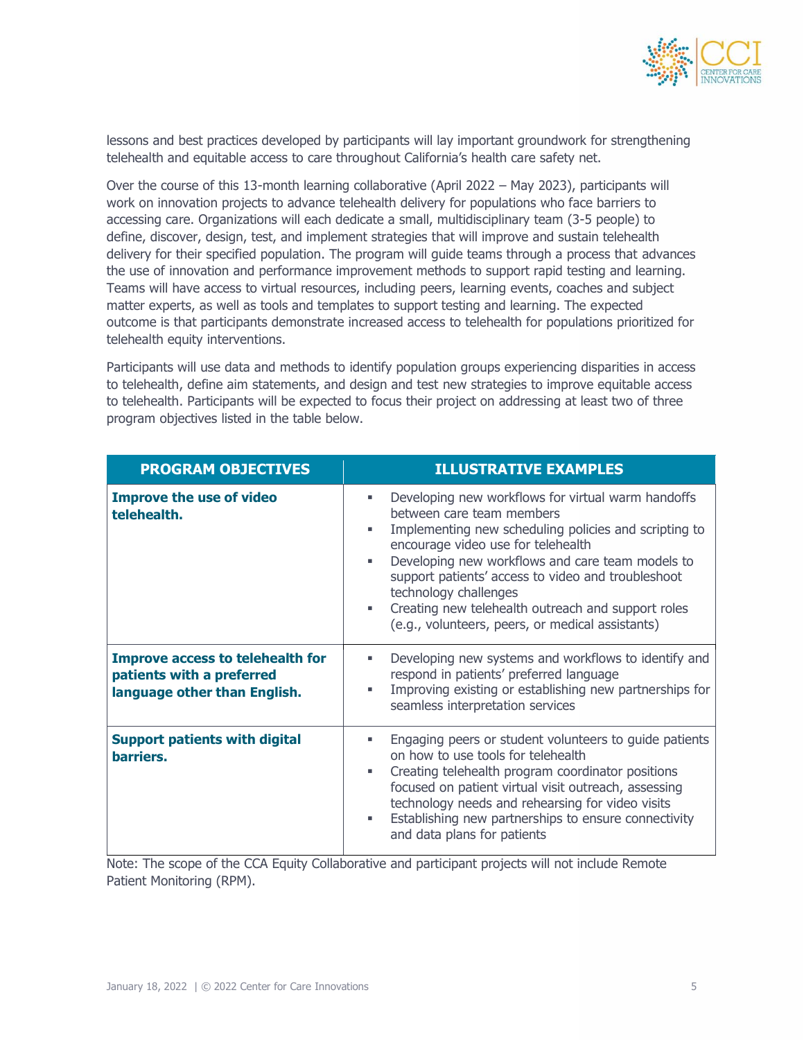lessons and best practices developed by participants will lay important groundwork for strengthening telehealth and equitable access to care throughout California's health care safety net.

Over the course of this 13-month learning collaborative (April 2022 – May 2023), participants will work on innovation projects to advance telehealth delivery for populations who face barriers to accessing care. Organizations will each dedicate a small, multidisciplinary team (3-5 people) to define, discover, design, test, and implement strategies that will improve and sustain telehealth delivery for their specified population. The program will guide teams through a process that advances the use of innovation and performance improvement methods to support rapid testing and learning. Teams will have access to virtual resources, including peers, learning events, coaches and subject matter experts, as well as tools and templates to support testing and learning. The expected outcome is that participants demonstrate increased access to telehealth for populations prioritized for telehealth equity interventions.

Participants will use data and methods to identify population groups experiencing disparities in access to telehealth, define aim statements, and design and test new strategies to improve equitable access to telehealth. Participants will be expected to focus their project on addressing at least two of three program objectives listed in the table below.

| PROGRAM OBJECTIVES | ILLUSTRATIVE EXAMPLES |
| --- | --- |
| **Improve the use of video telehealth.** | ▪ Developing new workflows for virtual warm handoffs between care team members<br>▪ Implementing new scheduling policies and scripting to encourage video use for telehealth<br>▪ Developing new workflows and care team models to support patients' access to video and troubleshoot technology challenges<br>▪ Creating new telehealth outreach and support roles (e.g., volunteers, peers, or medical assistants) |
| **Improve access to telehealth for patients with a preferred language other than English.** | ▪ Developing new systems and workflows to identify and respond in patients' preferred language<br>▪ Improving existing or establishing new partnerships for seamless interpretation services |
| **Support patients with digital barriers.** | ▪ Engaging peers or student volunteers to guide patients on how to use tools for telehealth<br>▪ Creating telehealth program coordinator positions focused on patient virtual visit outreach, assessing technology needs and rehearsing for video visits<br>▪ Establishing new partnerships to ensure connectivity and data plans for patients |

Note: The scope of the CCA Equity Collaborative and participant projects will not include Remote Patient Monitoring (RPM).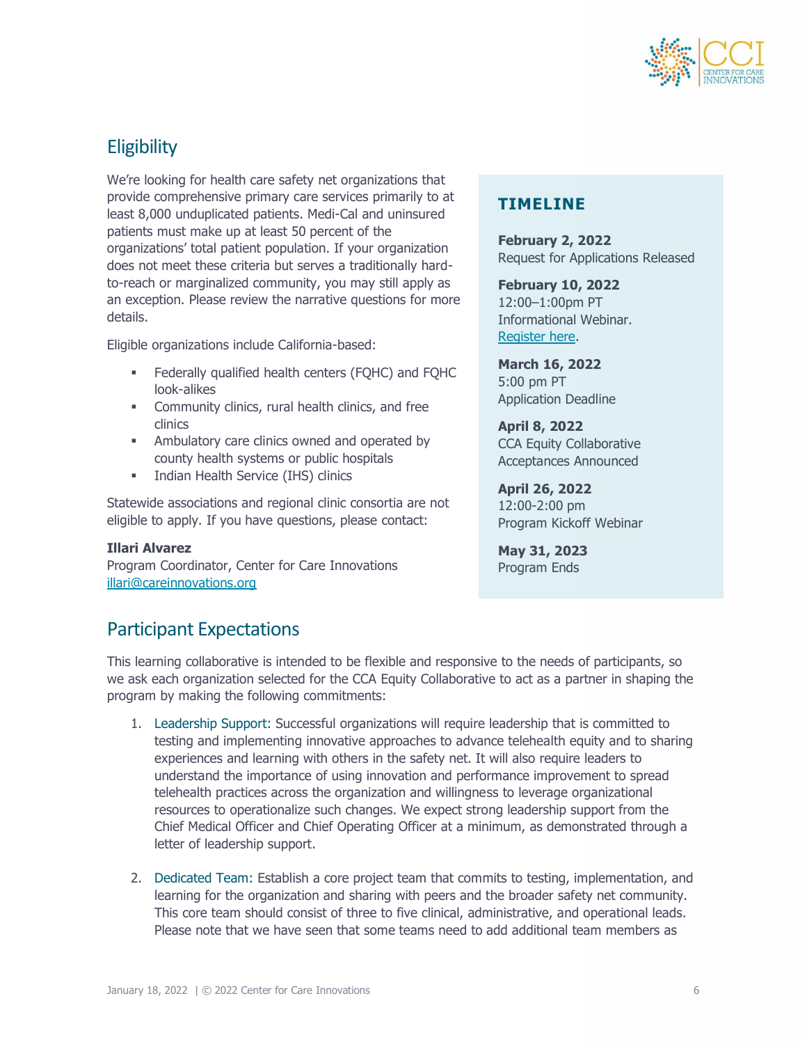## Eligibility

We're looking for health care safety net organizations that provide comprehensive primary care services primarily to at least 8,000 unduplicated patients. Medi-Cal and uninsured patients must make up at least 50 percent of the organizations' total patient population. If your organization does not meet these criteria but serves a traditionally hard-to-reach or marginalized community, you may still apply as an exception. Please review the narrative questions for more details.

Eligible organizations include California-based:

- Federally qualified health centers (FQHC) and FQHC look-alikes
- Community clinics, rural health clinics, and free clinics
- Ambulatory care clinics owned and operated by county health systems or public hospitals
- Indian Health Service (IHS) clinics

Statewide associations and regional clinic consortia are not eligible to apply. If you have questions, please contact:

**Illari Alvarez**
Program Coordinator, Center for Care Innovations
illari@careinnovations.org

### TIMELINE

**February 2, 2022**
Request for Applications Released

**February 10, 2022**
12:00–1:00pm PT
Informational Webinar.
Register here.

**March 16, 2022**
5:00 pm PT
Application Deadline

**April 8, 2022**
CCA Equity Collaborative Acceptances Announced

**April 26, 2022**
12:00-2:00 pm
Program Kickoff Webinar

**May 31, 2023**
Program Ends

## Participant Expectations

This learning collaborative is intended to be flexible and responsive to the needs of participants, so we ask each organization selected for the CCA Equity Collaborative to act as a partner in shaping the program by making the following commitments:

1. Leadership Support: Successful organizations will require leadership that is committed to testing and implementing innovative approaches to advance telehealth equity and to sharing experiences and learning with others in the safety net. It will also require leaders to understand the importance of using innovation and performance improvement to spread telehealth practices across the organization and willingness to leverage organizational resources to operationalize such changes. We expect strong leadership support from the Chief Medical Officer and Chief Operating Officer at a minimum, as demonstrated through a letter of leadership support.

2. Dedicated Team: Establish a core project team that commits to testing, implementation, and learning for the organization and sharing with peers and the broader safety net community. This core team should consist of three to five clinical, administrative, and operational leads. Please note that we have seen that some teams need to add additional team members as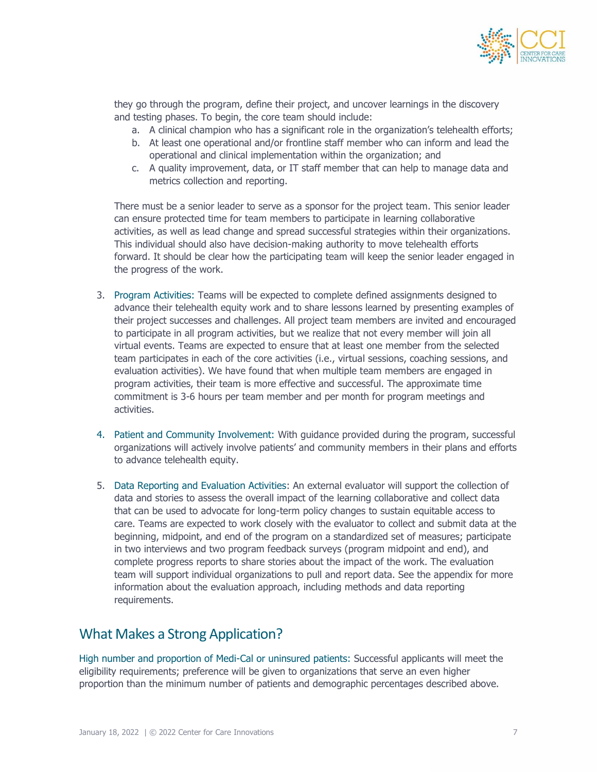they go through the program, define their project, and uncover learnings in the discovery and testing phases. To begin, the core team should include:

a. A clinical champion who has a significant role in the organization's telehealth efforts;
b. At least one operational and/or frontline staff member who can inform and lead the operational and clinical implementation within the organization; and
c. A quality improvement, data, or IT staff member that can help to manage data and metrics collection and reporting.

There must be a senior leader to serve as a sponsor for the project team. This senior leader can ensure protected time for team members to participate in learning collaborative activities, as well as lead change and spread successful strategies within their organizations. This individual should also have decision-making authority to move telehealth efforts forward. It should be clear how the participating team will keep the senior leader engaged in the progress of the work.

3. Program Activities: Teams will be expected to complete defined assignments designed to advance their telehealth equity work and to share lessons learned by presenting examples of their project successes and challenges. All project team members are invited and encouraged to participate in all program activities, but we realize that not every member will join all virtual events. Teams are expected to ensure that at least one member from the selected team participates in each of the core activities (i.e., virtual sessions, coaching sessions, and evaluation activities). We have found that when multiple team members are engaged in program activities, their team is more effective and successful. The approximate time commitment is 3-6 hours per team member and per month for program meetings and activities.

4. Patient and Community Involvement: With guidance provided during the program, successful organizations will actively involve patients' and community members in their plans and efforts to advance telehealth equity.

5. Data Reporting and Evaluation Activities: An external evaluator will support the collection of data and stories to assess the overall impact of the learning collaborative and collect data that can be used to advocate for long-term policy changes to sustain equitable access to care. Teams are expected to work closely with the evaluator to collect and submit data at the beginning, midpoint, and end of the program on a standardized set of measures; participate in two interviews and two program feedback surveys (program midpoint and end), and complete progress reports to share stories about the impact of the work. The evaluation team will support individual organizations to pull and report data. See the appendix for more information about the evaluation approach, including methods and data reporting requirements.

## What Makes a Strong Application?

High number and proportion of Medi-Cal or uninsured patients: Successful applicants will meet the eligibility requirements; preference will be given to organizations that serve an even higher proportion than the minimum number of patients and demographic percentages described above.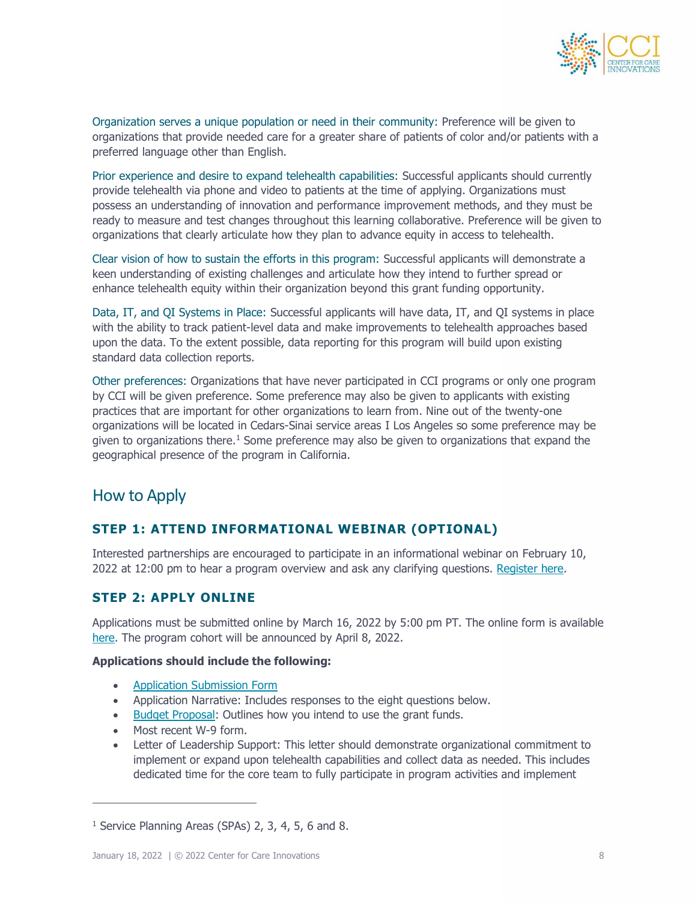Organization serves a unique population or need in their community: Preference will be given to organizations that provide needed care for a greater share of patients of color and/or patients with a preferred language other than English.

Prior experience and desire to expand telehealth capabilities: Successful applicants should currently provide telehealth via phone and video to patients at the time of applying. Organizations must possess an understanding of innovation and performance improvement methods, and they must be ready to measure and test changes throughout this learning collaborative. Preference will be given to organizations that clearly articulate how they plan to advance equity in access to telehealth.

Clear vision of how to sustain the efforts in this program: Successful applicants will demonstrate a keen understanding of existing challenges and articulate how they intend to further spread or enhance telehealth equity within their organization beyond this grant funding opportunity.

Data, IT, and QI Systems in Place: Successful applicants will have data, IT, and QI systems in place with the ability to track patient-level data and make improvements to telehealth approaches based upon the data. To the extent possible, data reporting for this program will build upon existing standard data collection reports.

Other preferences: Organizations that have never participated in CCI programs or only one program by CCI will be given preference. Some preference may also be given to applicants with existing practices that are important for other organizations to learn from. Nine out of the twenty-one organizations will be located in Cedars-Sinai service areas I Los Angeles so some preference may be given to organizations there.[1] Some preference may also be given to organizations that expand the geographical presence of the program in California.

## How to Apply

### STEP 1: ATTEND INFORMATIONAL WEBINAR (OPTIONAL)

Interested partnerships are encouraged to participate in an informational webinar on February 10, 2022 at 12:00 pm to hear a program overview and ask any clarifying questions. Register here.

### STEP 2: APPLY ONLINE

Applications must be submitted online by March 16, 2022 by 5:00 pm PT. The online form is available here. The program cohort will be announced by April 8, 2022.

**Applications should include the following:**

- Application Submission Form
- Application Narrative: Includes responses to the eight questions below.
- Budget Proposal: Outlines how you intend to use the grant funds.
- Most recent W-9 form.
- Letter of Leadership Support: This letter should demonstrate organizational commitment to implement or expand upon telehealth capabilities and collect data as needed. This includes dedicated time for the core team to fully participate in program activities and implement

[1] Service Planning Areas (SPAs) 2, 3, 4, 5, 6 and 8.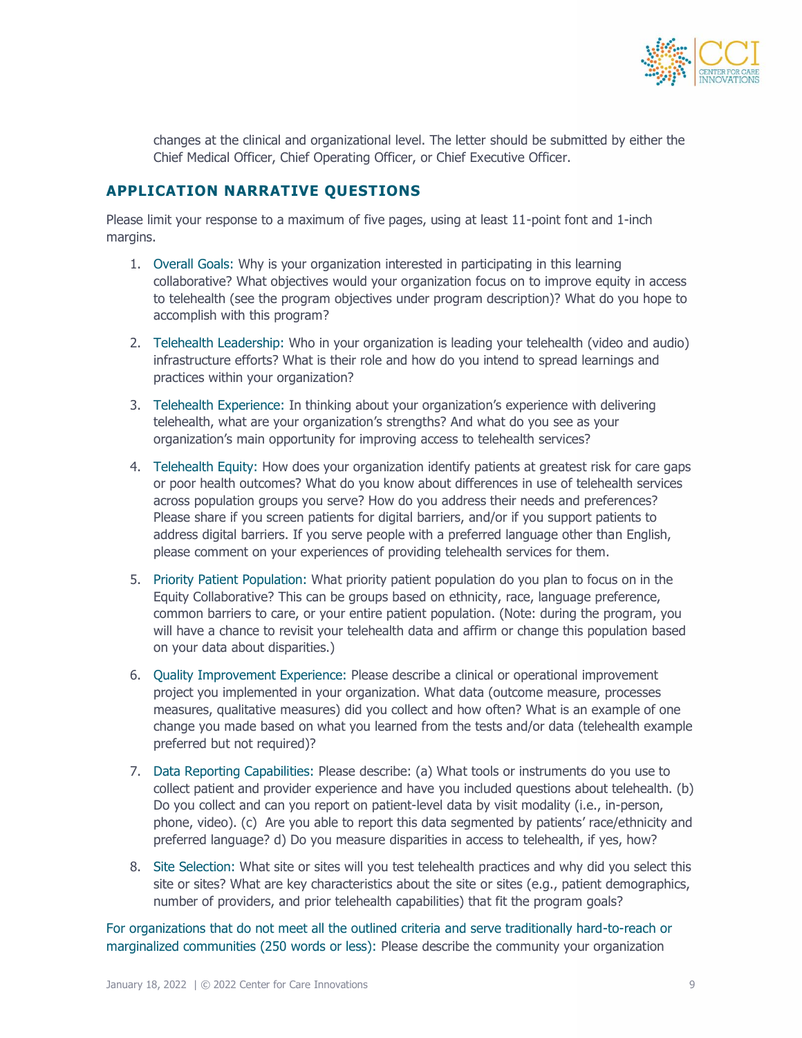changes at the clinical and organizational level. The letter should be submitted by either the Chief Medical Officer, Chief Operating Officer, or Chief Executive Officer.

## APPLICATION NARRATIVE QUESTIONS

Please limit your response to a maximum of five pages, using at least 11-point font and 1-inch margins.

1. Overall Goals: Why is your organization interested in participating in this learning collaborative? What objectives would your organization focus on to improve equity in access to telehealth (see the program objectives under program description)? What do you hope to accomplish with this program?
2. Telehealth Leadership: Who in your organization is leading your telehealth (video and audio) infrastructure efforts? What is their role and how do you intend to spread learnings and practices within your organization?
3. Telehealth Experience: In thinking about your organization's experience with delivering telehealth, what are your organization's strengths? And what do you see as your organization's main opportunity for improving access to telehealth services?
4. Telehealth Equity: How does your organization identify patients at greatest risk for care gaps or poor health outcomes? What do you know about differences in use of telehealth services across population groups you serve? How do you address their needs and preferences? Please share if you screen patients for digital barriers, and/or if you support patients to address digital barriers. If you serve people with a preferred language other than English, please comment on your experiences of providing telehealth services for them.
5. Priority Patient Population: What priority patient population do you plan to focus on in the Equity Collaborative? This can be groups based on ethnicity, race, language preference, common barriers to care, or your entire patient population. (Note: during the program, you will have a chance to revisit your telehealth data and affirm or change this population based on your data about disparities.)
6. Quality Improvement Experience: Please describe a clinical or operational improvement project you implemented in your organization. What data (outcome measure, processes measures, qualitative measures) did you collect and how often? What is an example of one change you made based on what you learned from the tests and/or data (telehealth example preferred but not required)?
7. Data Reporting Capabilities: Please describe: (a) What tools or instruments do you use to collect patient and provider experience and have you included questions about telehealth. (b) Do you collect and can you report on patient-level data by visit modality (i.e., in-person, phone, video). (c) Are you able to report this data segmented by patients' race/ethnicity and preferred language? d) Do you measure disparities in access to telehealth, if yes, how?
8. Site Selection: What site or sites will you test telehealth practices and why did you select this site or sites? What are key characteristics about the site or sites (e.g., patient demographics, number of providers, and prior telehealth capabilities) that fit the program goals?

For organizations that do not meet all the outlined criteria and serve traditionally hard-to-reach or marginalized communities (250 words or less): Please describe the community your organization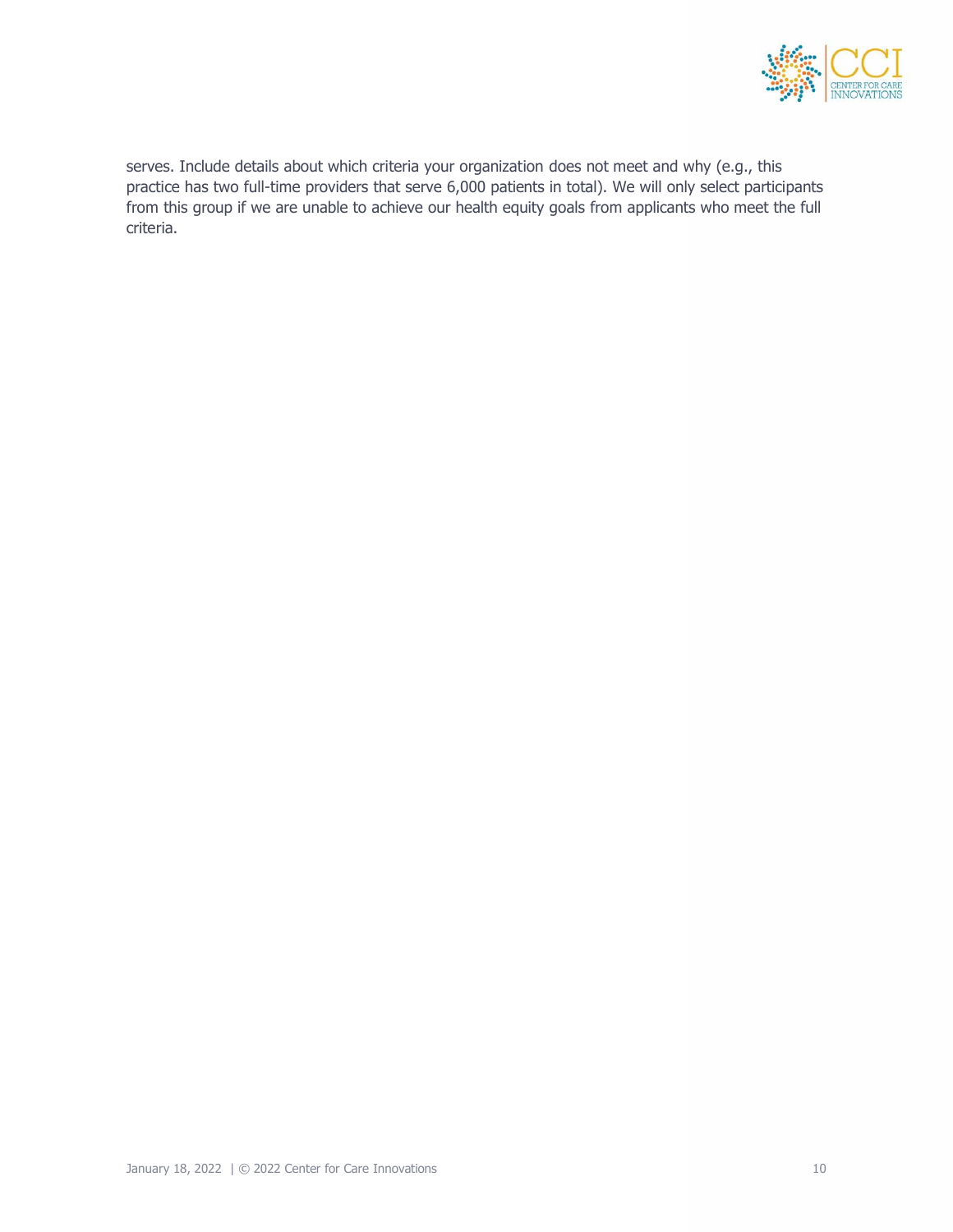serves. Include details about which criteria your organization does not meet and why (e.g., this practice has two full-time providers that serve 6,000 patients in total). We will only select participants from this group if we are unable to achieve our health equity goals from applicants who meet the full criteria.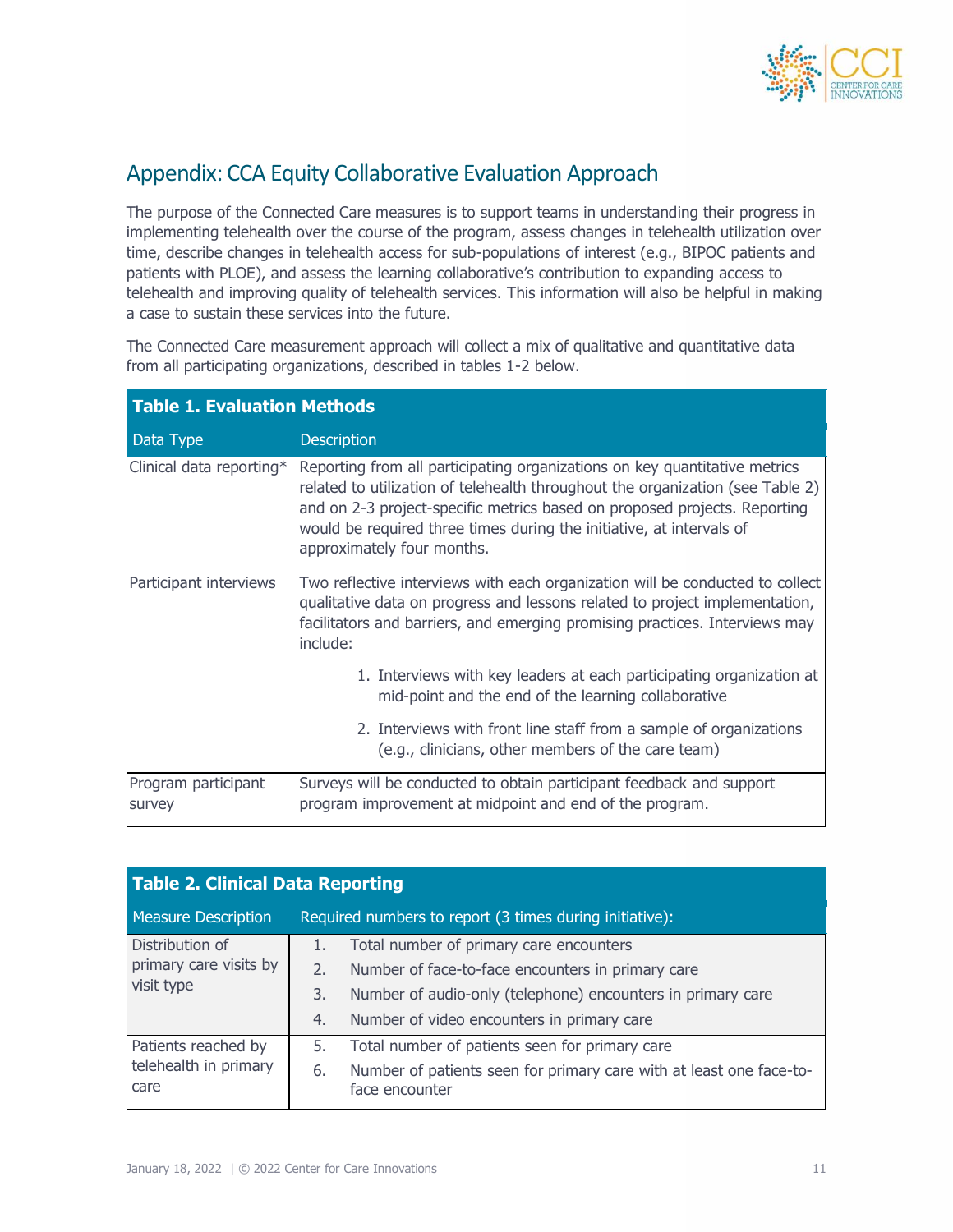## Appendix: CCA Equity Collaborative Evaluation Approach

The purpose of the Connected Care measures is to support teams in understanding their progress in implementing telehealth over the course of the program, assess changes in telehealth utilization over time, describe changes in telehealth access for sub-populations of interest (e.g., BIPOC patients and patients with PLOE), and assess the learning collaborative's contribution to expanding access to telehealth and improving quality of telehealth services. This information will also be helpful in making a case to sustain these services into the future.

The Connected Care measurement approach will collect a mix of qualitative and quantitative data from all participating organizations, described in tables 1-2 below.

**Table 1. Evaluation Methods**

| Data Type | Description |
|---|---|
| Clinical data reporting* | Reporting from all participating organizations on key quantitative metrics related to utilization of telehealth throughout the organization (see Table 2) and on 2-3 project-specific metrics based on proposed projects. Reporting would be required three times during the initiative, at intervals of approximately four months. |
| Participant interviews | Two reflective interviews with each organization will be conducted to collect qualitative data on progress and lessons related to project implementation, facilitators and barriers, and emerging promising practices. Interviews may include:<br>1. Interviews with key leaders at each participating organization at mid-point and the end of the learning collaborative<br>2. Interviews with front line staff from a sample of organizations (e.g., clinicians, other members of the care team) |
| Program participant survey | Surveys will be conducted to obtain participant feedback and support program improvement at midpoint and end of the program. |

**Table 2. Clinical Data Reporting**

| Measure Description | Required numbers to report (3 times during initiative): |
|---|---|
| Distribution of primary care visits by visit type | 1. Total number of primary care encounters<br>2. Number of face-to-face encounters in primary care<br>3. Number of audio-only (telephone) encounters in primary care<br>4. Number of video encounters in primary care |
| Patients reached by telehealth in primary care | 5. Total number of patients seen for primary care<br>6. Number of patients seen for primary care with at least one face-to-face encounter |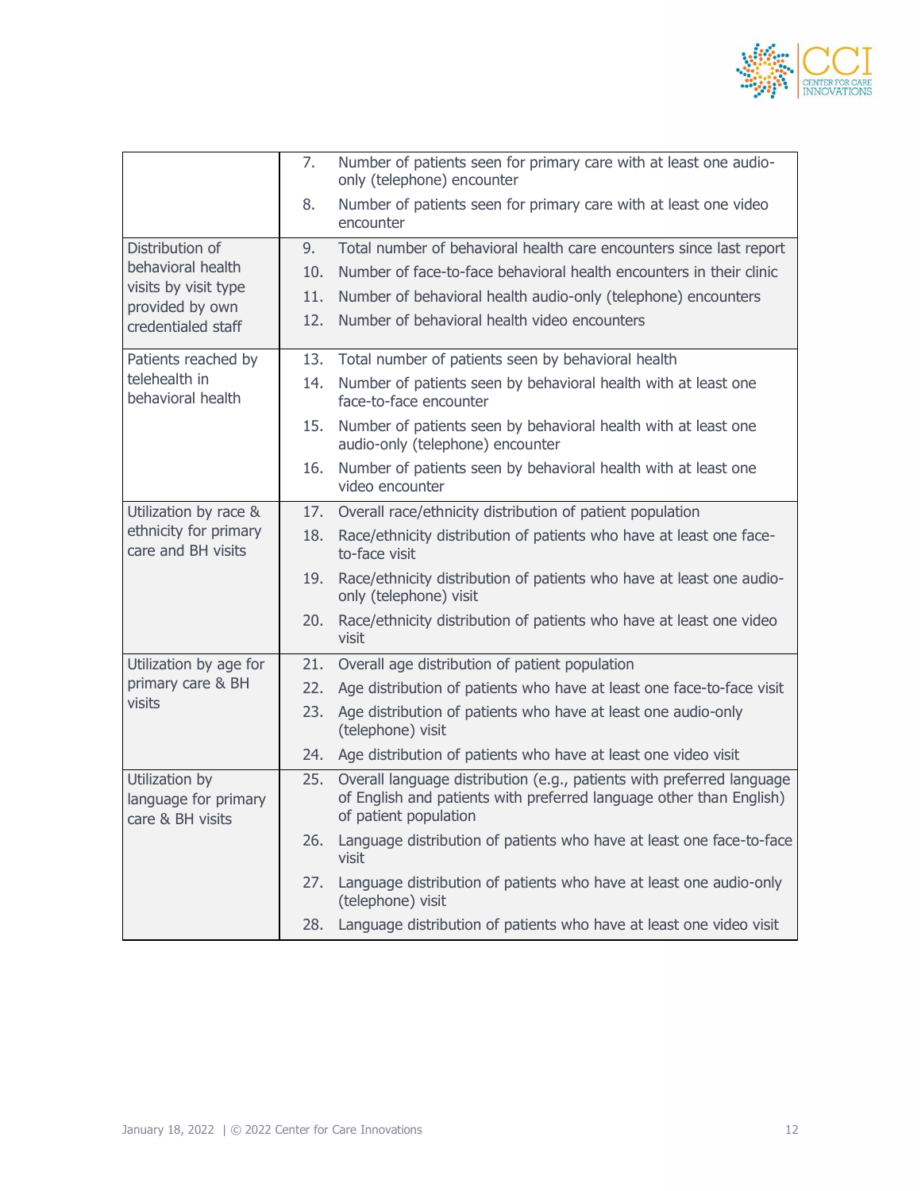| | |
|---|---|
| | 7. Number of patients seen for primary care with at least one audio-only (telephone) encounter<br>8. Number of patients seen for primary care with at least one video encounter |
| Distribution of behavioral health visits by visit type provided by own credentialed staff | 9. Total number of behavioral health care encounters since last report<br>10. Number of face-to-face behavioral health encounters in their clinic<br>11. Number of behavioral health audio-only (telephone) encounters<br>12. Number of behavioral health video encounters |
| Patients reached by telehealth in behavioral health | 13. Total number of patients seen by behavioral health<br>14. Number of patients seen by behavioral health with at least one face-to-face encounter<br>15. Number of patients seen by behavioral health with at least one audio-only (telephone) encounter<br>16. Number of patients seen by behavioral health with at least one video encounter |
| Utilization by race & ethnicity for primary care and BH visits | 17. Overall race/ethnicity distribution of patient population<br>18. Race/ethnicity distribution of patients who have at least one face-to-face visit<br>19. Race/ethnicity distribution of patients who have at least one audio-only (telephone) visit<br>20. Race/ethnicity distribution of patients who have at least one video visit |
| Utilization by age for primary care & BH visits | 21. Overall age distribution of patient population<br>22. Age distribution of patients who have at least one face-to-face visit<br>23. Age distribution of patients who have at least one audio-only (telephone) visit<br>24. Age distribution of patients who have at least one video visit |
| Utilization by language for primary care & BH visits | 25. Overall language distribution (e.g., patients with preferred language of English and patients with preferred language other than English) of patient population<br>26. Language distribution of patients who have at least one face-to-face visit<br>27. Language distribution of patients who have at least one audio-only (telephone) visit<br>28. Language distribution of patients who have at least one video visit |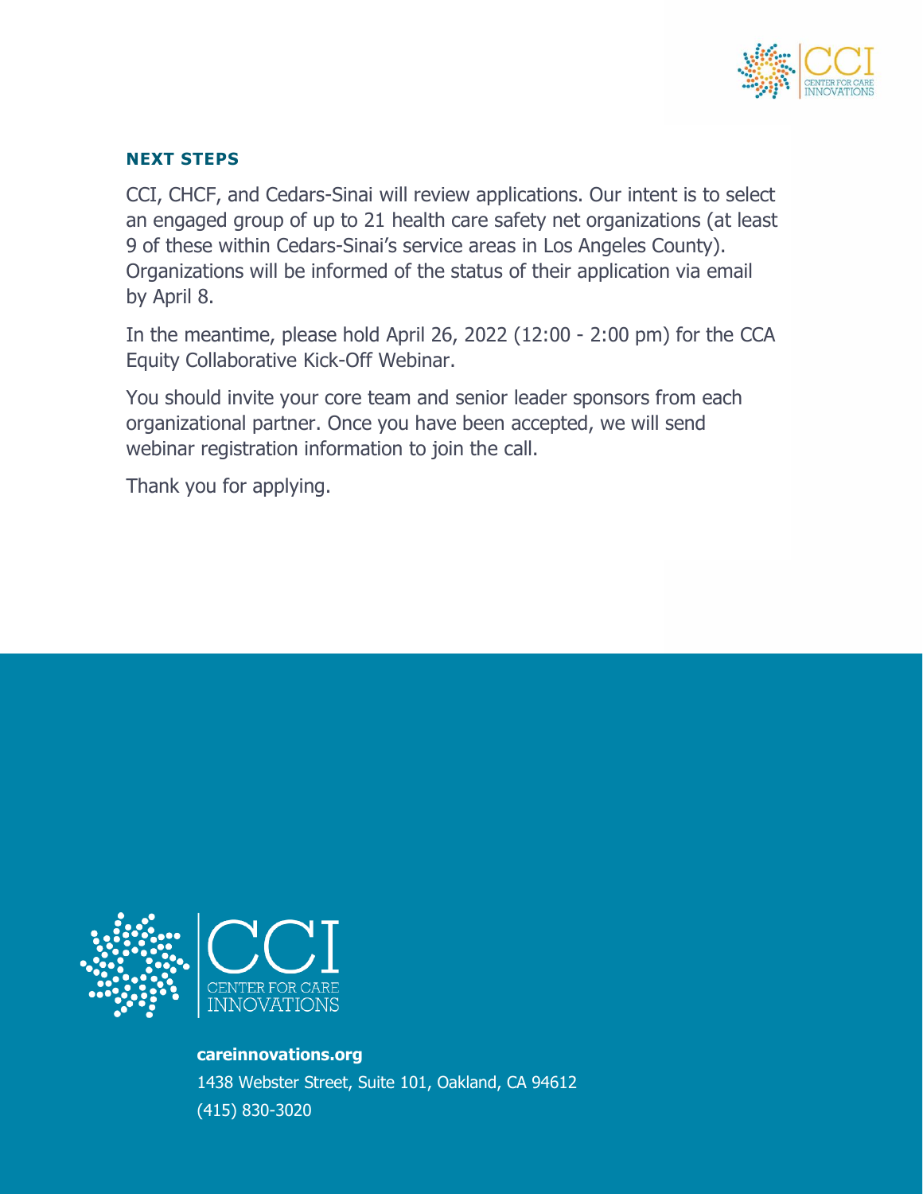## NEXT STEPS

CCI, CHCF, and Cedars-Sinai will review applications. Our intent is to select an engaged group of up to 21 health care safety net organizations (at least 9 of these within Cedars-Sinai's service areas in Los Angeles County). Organizations will be informed of the status of their application via email by April 8.

In the meantime, please hold April 26, 2022 (12:00 - 2:00 pm) for the CCA Equity Collaborative Kick-Off Webinar.

You should invite your core team and senior leader sponsors from each organizational partner. Once you have been accepted, we will send webinar registration information to join the call.

Thank you for applying.

CCI
CENTER FOR CARE INNOVATIONS

**careinnovations.org**
1438 Webster Street, Suite 101, Oakland, CA 94612
(415) 830-3020